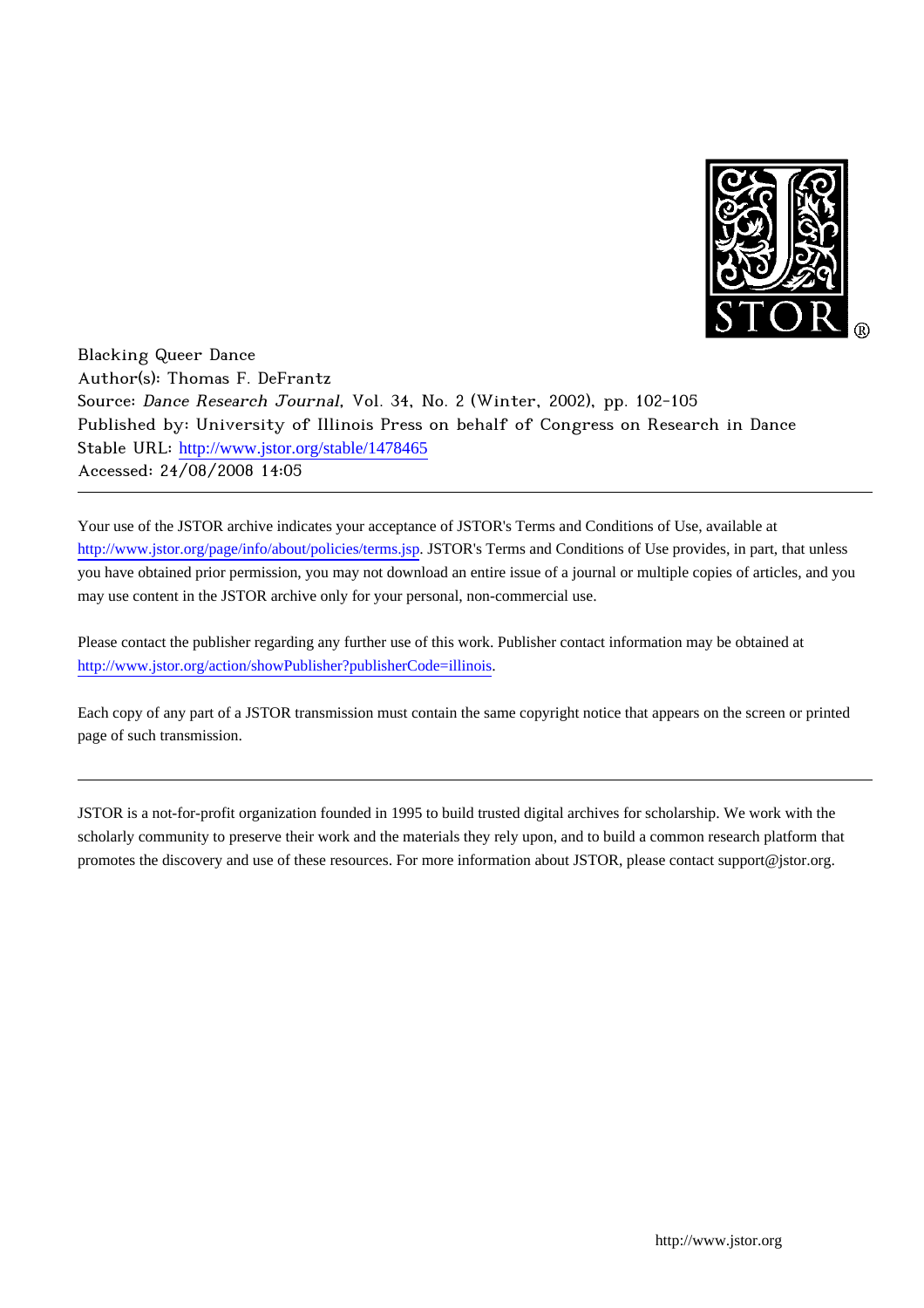Blacking Queer Dance
Author(s): Thomas F. DeFrantz
Source: *Dance Research Journal*, Vol. 34, No. 2 (Winter, 2002), pp. 102-105
Published by: University of Illinois Press on behalf of Congress on Research in Dance
Stable URL: http://www.jstor.org/stable/1478465
Accessed: 24/08/2008 14:05

---

Your use of the JSTOR archive indicates your acceptance of JSTOR's Terms and Conditions of Use, available at http://www.jstor.org/page/info/about/policies/terms.jsp. JSTOR's Terms and Conditions of Use provides, in part, that unless you have obtained prior permission, you may not download an entire issue of a journal or multiple copies of articles, and you may use content in the JSTOR archive only for your personal, non-commercial use.

Please contact the publisher regarding any further use of this work. Publisher contact information may be obtained at http://www.jstor.org/action/showPublisher?publisherCode=illinois.

Each copy of any part of a JSTOR transmission must contain the same copyright notice that appears on the screen or printed page of such transmission.

---

JSTOR is a not-for-profit organization founded in 1995 to build trusted digital archives for scholarship. We work with the scholarly community to preserve their work and the materials they rely upon, and to build a common research platform that promotes the discovery and use of these resources. For more information about JSTOR, please contact support@jstor.org.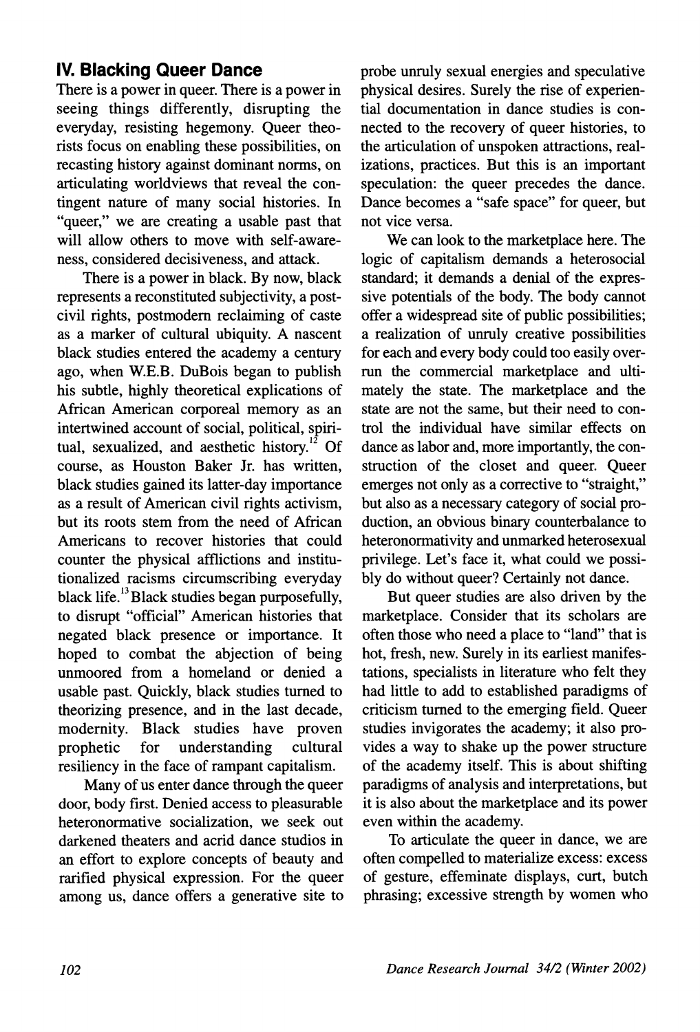## IV. Blacking Queer Dance

There is a power in queer. There is a power in seeing things differently, disrupting the everyday, resisting hegemony. Queer theorists focus on enabling these possibilities, on recasting history against dominant norms, on articulating worldviews that reveal the contingent nature of many social histories. In "queer," we are creating a usable past that will allow others to move with self-awareness, considered decisiveness, and attack.

There is a power in black. By now, black represents a reconstituted subjectivity, a post-civil rights, postmodern reclaiming of caste as a marker of cultural ubiquity. A nascent black studies entered the academy a century ago, when W.E.B. DuBois began to publish his subtle, highly theoretical explications of African American corporeal memory as an intertwined account of social, political, spiritual, sexualized, and aesthetic history.[12] Of course, as Houston Baker Jr. has written, black studies gained its latter-day importance as a result of American civil rights activism, but its roots stem from the need of African Americans to recover histories that could counter the physical afflictions and institutionalized racisms circumscribing everyday black life.[13] Black studies began purposefully, to disrupt "official" American histories that negated black presence or importance. It hoped to combat the abjection of being unmoored from a homeland or denied a usable past. Quickly, black studies turned to theorizing presence, and in the last decade, modernity. Black studies have proven prophetic for understanding cultural resiliency in the face of rampant capitalism.

Many of us enter dance through the queer door, body first. Denied access to pleasurable heteronormative socialization, we seek out darkened theaters and acrid dance studios in an effort to explore concepts of beauty and rarified physical expression. For the queer among us, dance offers a generative site to probe unruly sexual energies and speculative physical desires. Surely the rise of experiential documentation in dance studies is connected to the recovery of queer histories, to the articulation of unspoken attractions, realizations, practices. But this is an important speculation: the queer precedes the dance. Dance becomes a "safe space" for queer, but not vice versa.

We can look to the marketplace here. The logic of capitalism demands a heterosocial standard; it demands a denial of the expressive potentials of the body. The body cannot offer a widespread site of public possibilities; a realization of unruly creative possibilities for each and every body could too easily overrun the commercial marketplace and ultimately the state. The marketplace and the state are not the same, but their need to control the individual have similar effects on dance as labor and, more importantly, the construction of the closet and queer. Queer emerges not only as a corrective to "straight," but also as a necessary category of social production, an obvious binary counterbalance to heteronormativity and unmarked heterosexual privilege. Let's face it, what could we possibly do without queer? Certainly not dance.

But queer studies are also driven by the marketplace. Consider that its scholars are often those who need a place to "land" that is hot, fresh, new. Surely in its earliest manifestations, specialists in literature who felt they had little to add to established paradigms of criticism turned to the emerging field. Queer studies invigorates the academy; it also provides a way to shake up the power structure of the academy itself. This is about shifting paradigms of analysis and interpretations, but it is also about the marketplace and its power even within the academy.

To articulate the queer in dance, we are often compelled to materialize excess: excess of gesture, effeminate displays, curt, butch phrasing; excessive strength by women who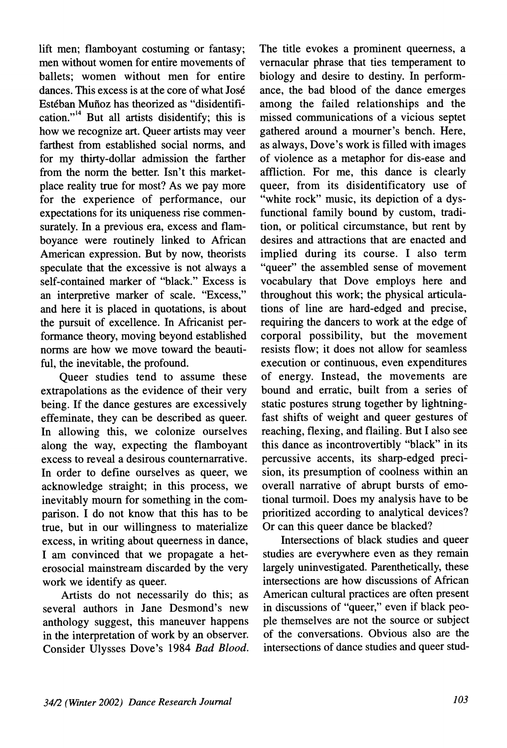lift men; flamboyant costuming or fantasy; men without women for entire movements of ballets; women without men for entire dances. This excess is at the core of what José Estéban Muñoz has theorized as "disidentification."[14] But all artists disidentify; this is how we recognize art. Queer artists may veer farthest from established social norms, and for my thirty-dollar admission the farther from the norm the better. Isn't this marketplace reality true for most? As we pay more for the experience of performance, our expectations for its uniqueness rise commensurately. In a previous era, excess and flamboyance were routinely linked to African American expression. But by now, theorists speculate that the excessive is not always a self-contained marker of "black." Excess is an interpretive marker of scale. "Excess," and here it is placed in quotations, is about the pursuit of excellence. In Africanist performance theory, moving beyond established norms are how we move toward the beautiful, the inevitable, the profound.

Queer studies tend to assume these extrapolations as the evidence of their very being. If the dance gestures are excessively effeminate, they can be described as queer. In allowing this, we colonize ourselves along the way, expecting the flamboyant excess to reveal a desirous counternarrative. In order to define ourselves as queer, we acknowledge straight; in this process, we inevitably mourn for something in the comparison. I do not know that this has to be true, but in our willingness to materialize excess, in writing about queerness in dance, I am convinced that we propagate a heterosocial mainstream discarded by the very work we identify as queer.

Artists do not necessarily do this; as several authors in Jane Desmond's new anthology suggest, this maneuver happens in the interpretation of work by an observer. Consider Ulysses Dove's 1984 *Bad Blood.* The title evokes a prominent queerness, a vernacular phrase that ties temperament to biology and desire to destiny. In performance, the bad blood of the dance emerges among the failed relationships and the missed communications of a vicious septet gathered around a mourner's bench. Here, as always, Dove's work is filled with images of violence as a metaphor for dis-ease and affliction. For me, this dance is clearly queer, from its disidentificatory use of "white rock" music, its depiction of a dysfunctional family bound by custom, tradition, or political circumstance, but rent by desires and attractions that are enacted and implied during its course. I also term "queer" the assembled sense of movement vocabulary that Dove employs here and throughout this work; the physical articulations of line are hard-edged and precise, requiring the dancers to work at the edge of corporal possibility, but the movement resists flow; it does not allow for seamless execution or continuous, even expenditures of energy. Instead, the movements are bound and erratic, built from a series of static postures strung together by lightning-fast shifts of weight and queer gestures of reaching, flexing, and flailing. But I also see this dance as incontrovertibly "black" in its percussive accents, its sharp-edged precision, its presumption of coolness within an overall narrative of abrupt bursts of emotional turmoil. Does my analysis have to be prioritized according to analytical devices? Or can this queer dance be blacked?

Intersections of black studies and queer studies are everywhere even as they remain largely uninvestigated. Parenthetically, these intersections are how discussions of African American cultural practices are often present in discussions of "queer," even if black people themselves are not the source or subject of the conversations. Obvious also are the intersections of dance studies and queer stud-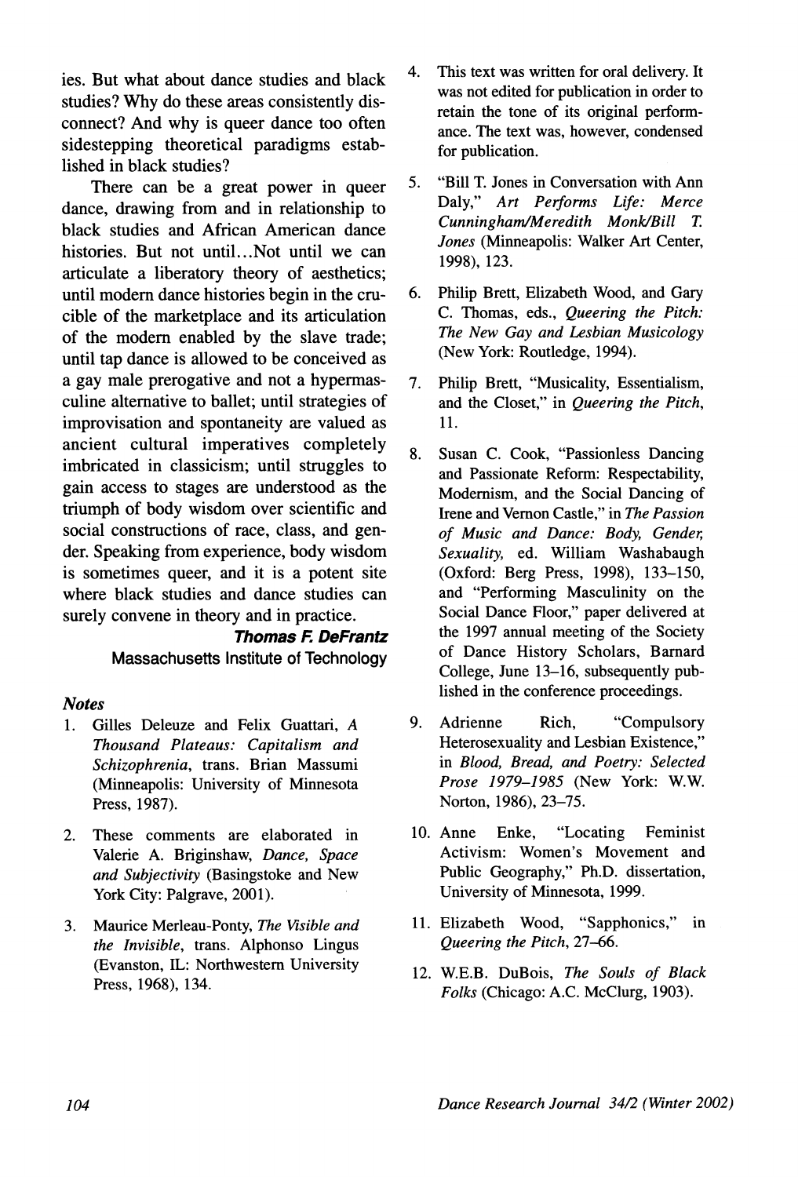ies. But what about dance studies and black studies? Why do these areas consistently disconnect? And why is queer dance too often sidestepping theoretical paradigms established in black studies?

There can be a great power in queer dance, drawing from and in relationship to black studies and African American dance histories. But not until...Not until we can articulate a liberatory theory of aesthetics; until modern dance histories begin in the crucible of the marketplace and its articulation of the modern enabled by the slave trade; until tap dance is allowed to be conceived as a gay male prerogative and not a hypermasculine alternative to ballet; until strategies of improvisation and spontaneity are valued as ancient cultural imperatives completely imbricated in classicism; until struggles to gain access to stages are understood as the triumph of body wisdom over scientific and social constructions of race, class, and gender. Speaking from experience, body wisdom is sometimes queer, and it is a potent site where black studies and dance studies can surely convene in theory and in practice.

***Thomas F. DeFrantz***
Massachusetts Institute of Technology

### *Notes*

1. Gilles Deleuze and Felix Guattari, *A Thousand Plateaus: Capitalism and Schizophrenia*, trans. Brian Massumi (Minneapolis: University of Minnesota Press, 1987).
2. These comments are elaborated in Valerie A. Briginshaw, *Dance, Space and Subjectivity* (Basingstoke and New York City: Palgrave, 2001).
3. Maurice Merleau-Ponty, *The Visible and the Invisible*, trans. Alphonso Lingus (Evanston, IL: Northwestern University Press, 1968), 134.
4. This text was written for oral delivery. It was not edited for publication in order to retain the tone of its original performance. The text was, however, condensed for publication.
5. "Bill T. Jones in Conversation with Ann Daly," *Art Performs Life: Merce Cunningham/Meredith Monk/Bill T. Jones* (Minneapolis: Walker Art Center, 1998), 123.
6. Philip Brett, Elizabeth Wood, and Gary C. Thomas, eds., *Queering the Pitch: The New Gay and Lesbian Musicology* (New York: Routledge, 1994).
7. Philip Brett, "Musicality, Essentialism, and the Closet," in *Queering the Pitch*, 11.
8. Susan C. Cook, "Passionless Dancing and Passionate Reform: Respectability, Modernism, and the Social Dancing of Irene and Vernon Castle," in *The Passion of Music and Dance: Body, Gender, Sexuality*, ed. William Washabaugh (Oxford: Berg Press, 1998), 133–150, and "Performing Masculinity on the Social Dance Floor," paper delivered at the 1997 annual meeting of the Society of Dance History Scholars, Barnard College, June 13–16, subsequently published in the conference proceedings.
9. Adrienne Rich, "Compulsory Heterosexuality and Lesbian Existence," in *Blood, Bread, and Poetry: Selected Prose 1979–1985* (New York: W.W. Norton, 1986), 23–75.
10. Anne Enke, "Locating Feminist Activism: Women's Movement and Public Geography," Ph.D. dissertation, University of Minnesota, 1999.
11. Elizabeth Wood, "Sapphonics," in *Queering the Pitch*, 27–66.
12. W.E.B. DuBois, *The Souls of Black Folks* (Chicago: A.C. McClurg, 1903).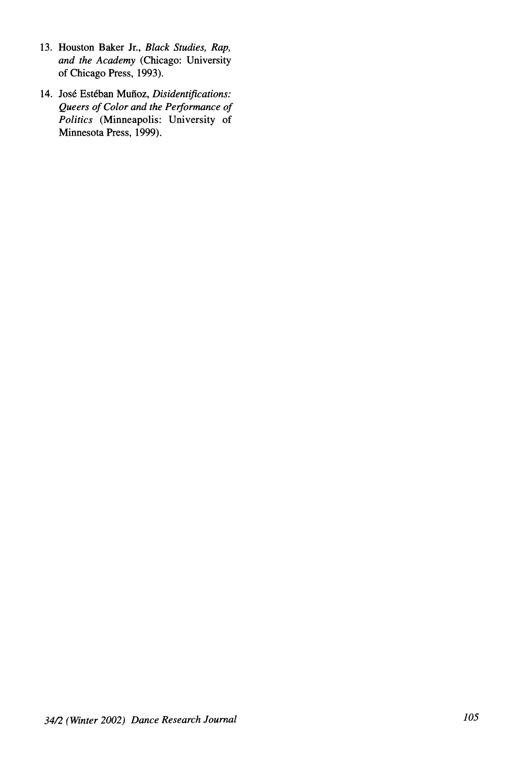13. Houston Baker Jr., *Black Studies, Rap, and the Academy* (Chicago: University of Chicago Press, 1993).

14. José Estéban Muñoz, *Disidentifications: Queers of Color and the Performance of Politics* (Minneapolis: University of Minnesota Press, 1999).